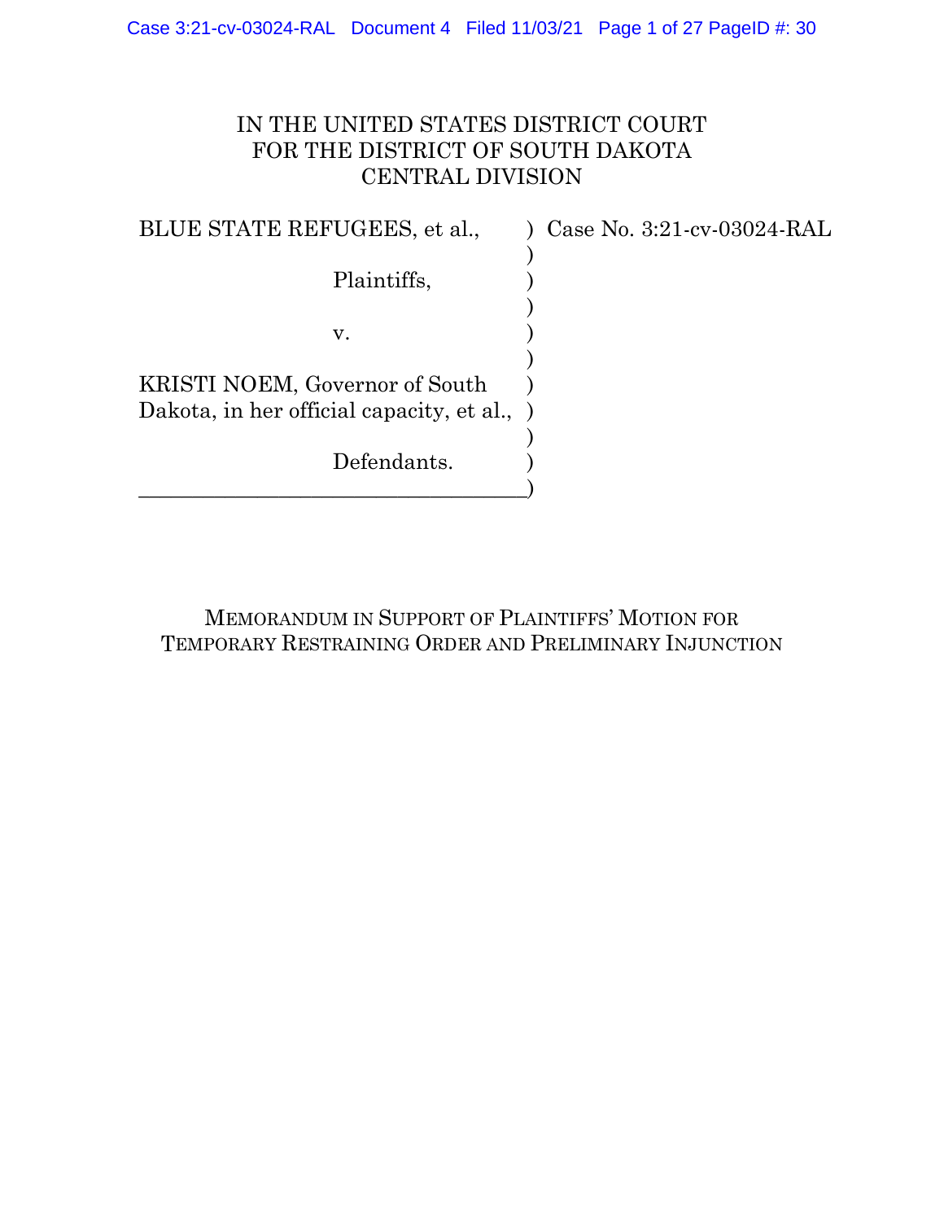IN THE UNITED STATES DISTRICT COURT
FOR THE DISTRICT OF SOUTH DAKOTA
CENTRAL DIVISION

| | | |
|---|---|---|
| BLUE STATE REFUGEES, et al., | ) | Case No. 3:21-cv-03024-RAL |
| | ) | |
| Plaintiffs, | ) | |
| | ) | |
| v. | ) | |
| | ) | |
| KRISTI NOEM, Governor of South Dakota, in her official capacity, et al., | ) | |
| | ) | |
| Defendants. | ) | |

# MEMORANDUM IN SUPPORT OF PLAINTIFFS' MOTION FOR TEMPORARY RESTRAINING ORDER AND PRELIMINARY INJUNCTION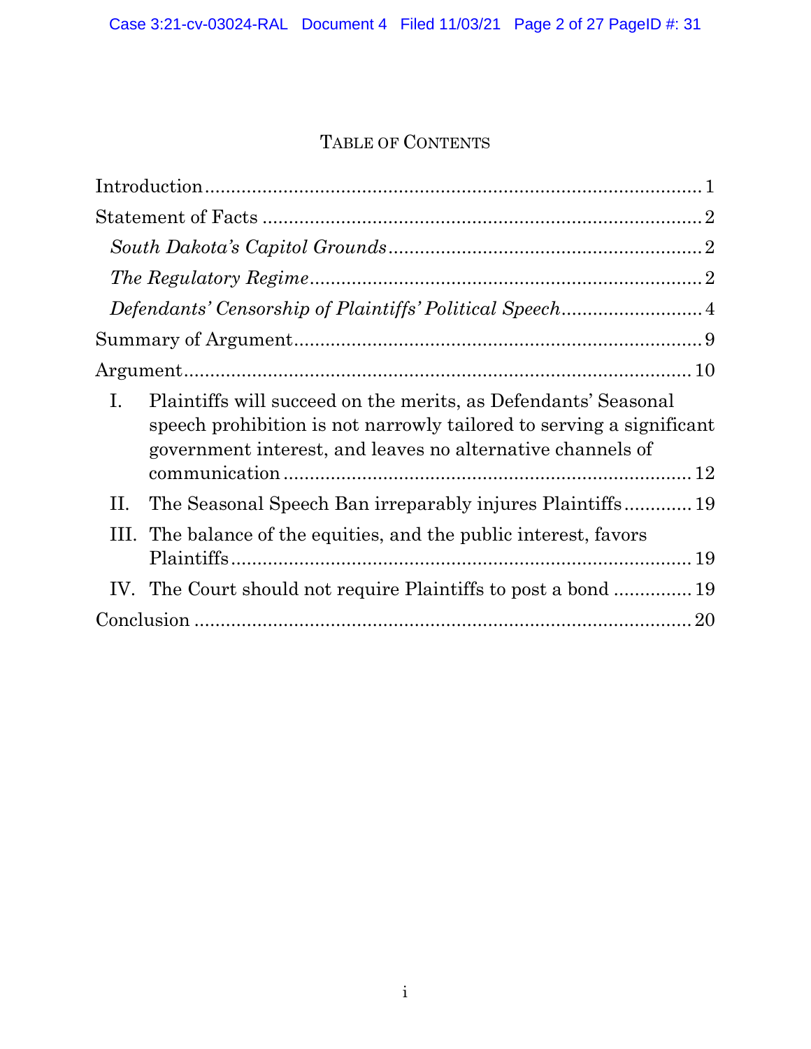# TABLE OF CONTENTS

Introduction .......... 1

Statement of Facts .......... 2

*South Dakota's Capitol Grounds* .......... 2

*The Regulatory Regime* .......... 2

*Defendants' Censorship of Plaintiffs' Political Speech* .......... 4

Summary of Argument .......... 9

Argument .......... 10

I. Plaintiffs will succeed on the merits, as Defendants' Seasonal speech prohibition is not narrowly tailored to serving a significant government interest, and leaves no alternative channels of communication .......... 12

II. The Seasonal Speech Ban irreparably injures Plaintiffs .......... 19

III. The balance of the equities, and the public interest, favors Plaintiffs .......... 19

IV. The Court should not require Plaintiffs to post a bond .......... 19

Conclusion .......... 20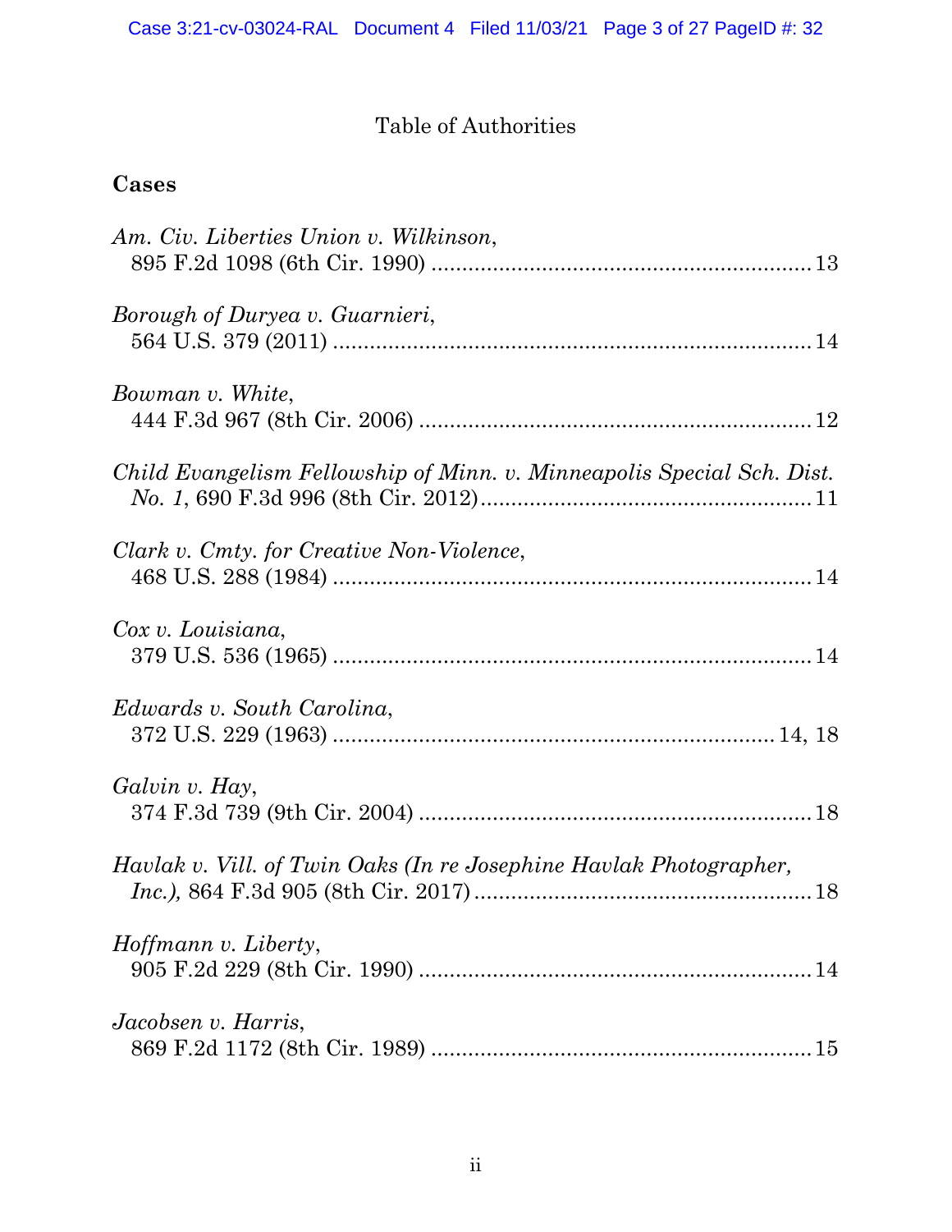# Table of Authorities

## Cases

*Am. Civ. Liberties Union v. Wilkinson*,
895 F.2d 1098 (6th Cir. 1990) .............................................................. 13

*Borough of Duryea v. Guarnieri*,
564 U.S. 379 (2011) .............................................................................. 14

*Bowman v. White*,
444 F.3d 967 (8th Cir. 2006) ................................................................ 12

*Child Evangelism Fellowship of Minn. v. Minneapolis Special Sch. Dist. No. 1*, 690 F.3d 996 (8th Cir. 2012) ...................................................... 11

*Clark v. Cmty. for Creative Non-Violence*,
468 U.S. 288 (1984) .............................................................................. 14

*Cox v. Louisiana*,
379 U.S. 536 (1965) .............................................................................. 14

*Edwards v. South Carolina*,
372 U.S. 229 (1963) ........................................................................ 14, 18

*Galvin v. Hay*,
374 F.3d 739 (9th Cir. 2004) ................................................................ 18

*Havlak v. Vill. of Twin Oaks (In re Josephine Havlak Photographer, Inc.)*, 864 F.3d 905 (8th Cir. 2017) ....................................................... 18

*Hoffmann v. Liberty*,
905 F.2d 229 (8th Cir. 1990) ................................................................ 14

*Jacobsen v. Harris*,
869 F.2d 1172 (8th Cir. 1989) .............................................................. 15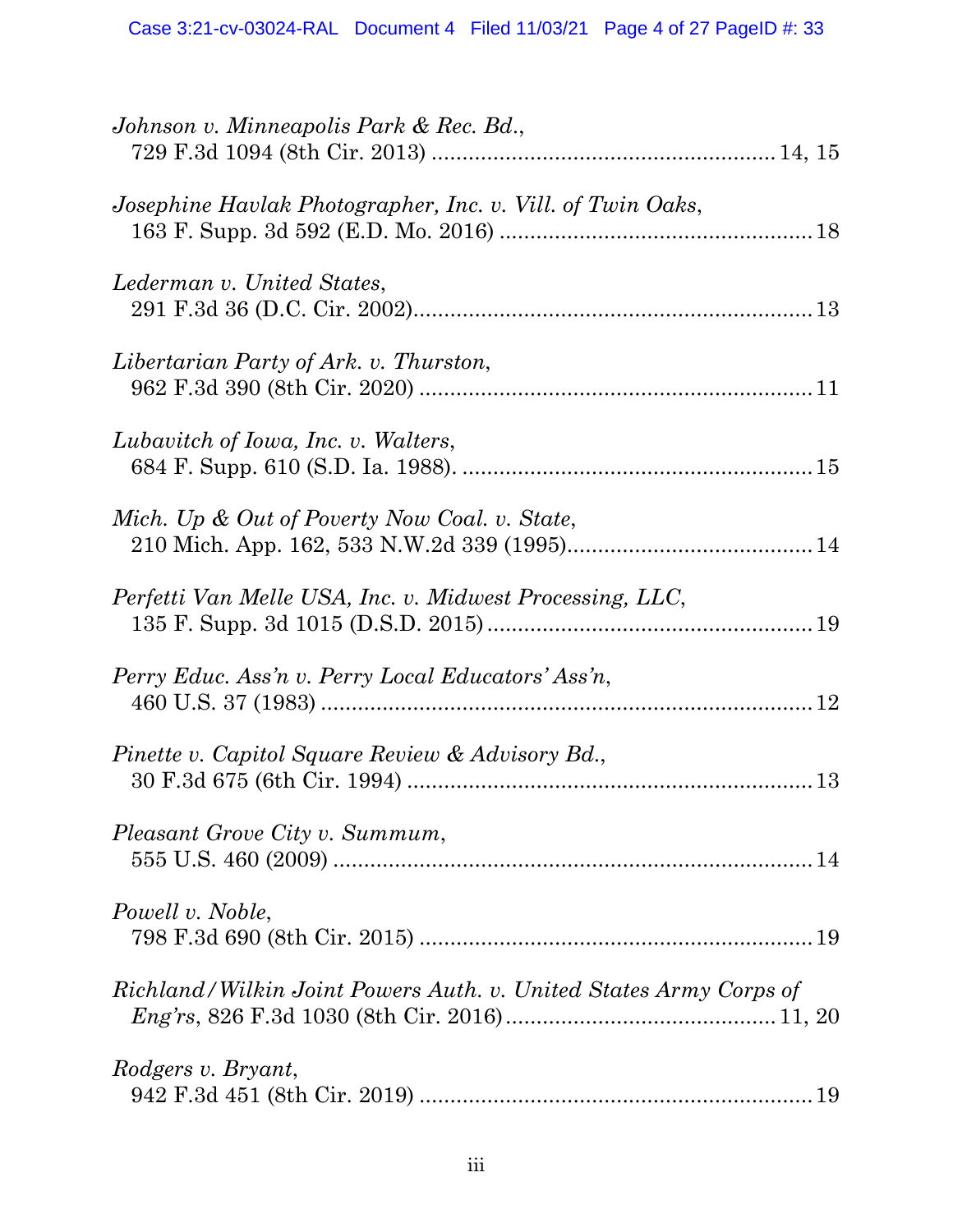*Johnson v. Minneapolis Park & Rec. Bd.*,
729 F.3d 1094 (8th Cir. 2013) .......................................................14, 15

*Josephine Havlak Photographer, Inc. v. Vill. of Twin Oaks*,
163 F. Supp. 3d 592 (E.D. Mo. 2016) ..................................................18

*Lederman v. United States*,
291 F.3d 36 (D.C. Cir. 2002)...............................................................13

*Libertarian Party of Ark. v. Thurston*,
962 F.3d 390 (8th Cir. 2020) ...............................................................11

*Lubavitch of Iowa, Inc. v. Walters*,
684 F. Supp. 610 (S.D. Ia. 1988). ........................................................15

*Mich. Up & Out of Poverty Now Coal. v. State*,
210 Mich. App. 162, 533 N.W.2d 339 (1995)........................................14

*Perfetti Van Melle USA, Inc. v. Midwest Processing, LLC*,
135 F. Supp. 3d 1015 (D.S.D. 2015) ....................................................19

*Perry Educ. Ass'n v. Perry Local Educators' Ass'n*,
460 U.S. 37 (1983) ...............................................................................12

*Pinette v. Capitol Square Review & Advisory Bd.*,
30 F.3d 675 (6th Cir. 1994) .................................................................13

*Pleasant Grove City v. Summum*,
555 U.S. 460 (2009) .............................................................................14

*Powell v. Noble*,
798 F.3d 690 (8th Cir. 2015) ...............................................................19

*Richland/Wilkin Joint Powers Auth. v. United States Army Corps of Eng'rs*, 826 F.3d 1030 (8th Cir. 2016)...........................................11, 20

*Rodgers v. Bryant*,
942 F.3d 451 (8th Cir. 2019) ...............................................................19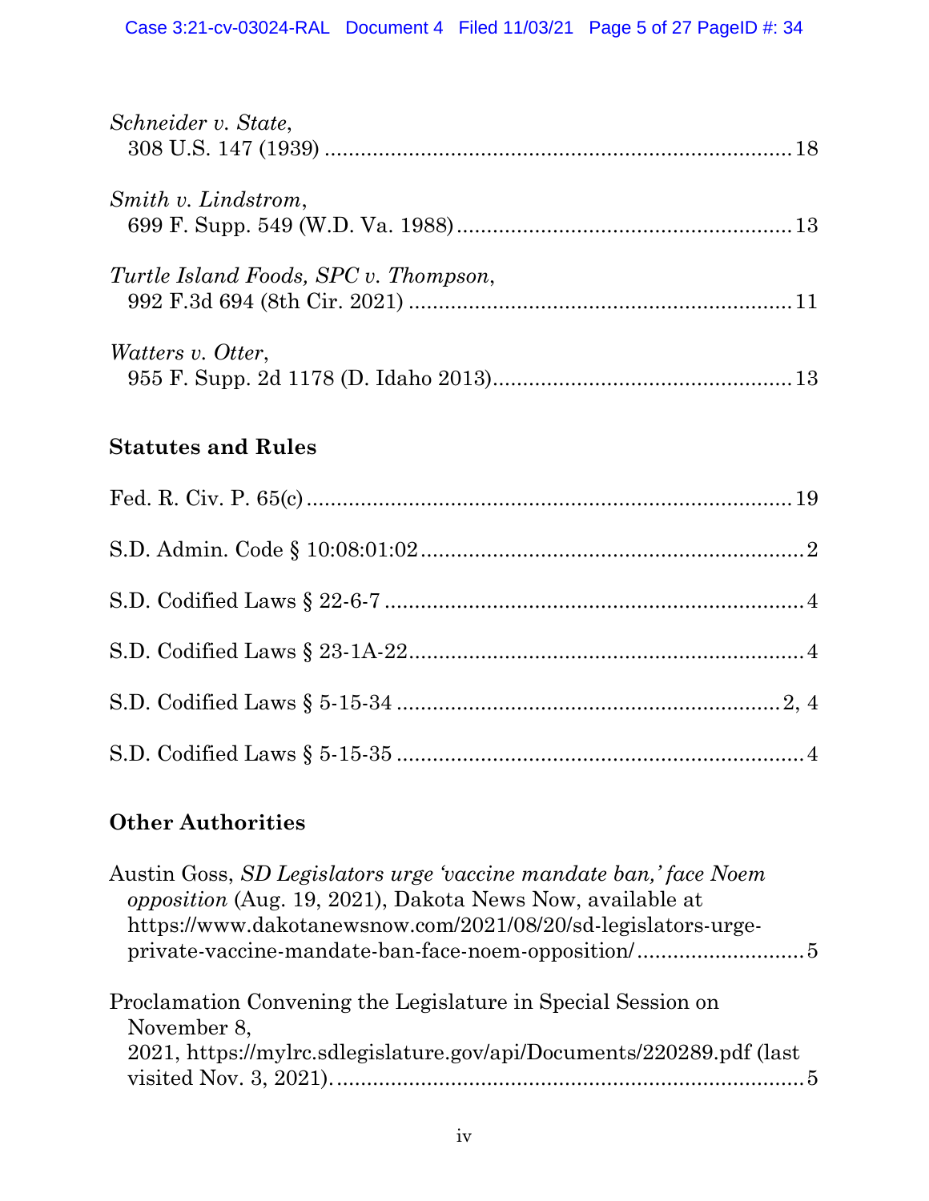*Schneider v. State*,
308 U.S. 147 (1939) ............................................................................ 18

*Smith v. Lindstrom*,
699 F. Supp. 549 (W.D. Va. 1988) ....................................................... 13

*Turtle Island Foods, SPC v. Thompson*,
992 F.3d 694 (8th Cir. 2021) .............................................................. 11

*Watters v. Otter*,
955 F. Supp. 2d 1178 (D. Idaho 2013) ................................................. 13

**Statutes and Rules**

Fed. R. Civ. P. 65(c) .................................................................................. 19

S.D. Admin. Code § 10:08:01:02 ................................................................ 2

S.D. Codified Laws § 22-6-7 ...................................................................... 4

S.D. Codified Laws § 23-1A-22 ................................................................. 4

S.D. Codified Laws § 5-15-34 ................................................................ 2, 4

S.D. Codified Laws § 5-15-35 .................................................................... 4

**Other Authorities**

Austin Goss, *SD Legislators urge 'vaccine mandate ban,' face Noem opposition* (Aug. 19, 2021), Dakota News Now, available at https://www.dakotanewsnow.com/2021/08/20/sd-legislators-urge-private-vaccine-mandate-ban-face-noem-opposition/ ............................ 5

Proclamation Convening the Legislature in Special Session on November 8,
2021, https://mylrc.sdlegislature.gov/api/Documents/220289.pdf (last visited Nov. 3, 2021). ............................................................................. 5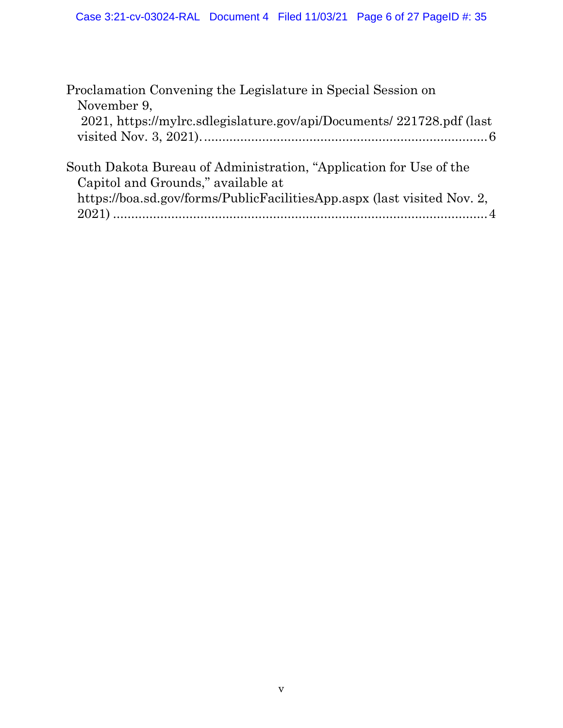Proclamation Convening the Legislature in Special Session on November 9, 2021, https://mylrc.sdlegislature.gov/api/Documents/ 221728.pdf (last visited Nov. 3, 2021). .......................................................................... 6

South Dakota Bureau of Administration, "Application for Use of the Capitol and Grounds," available at https://boa.sd.gov/forms/PublicFacilitiesApp.aspx (last visited Nov. 2, 2021) .......................................................................................... 4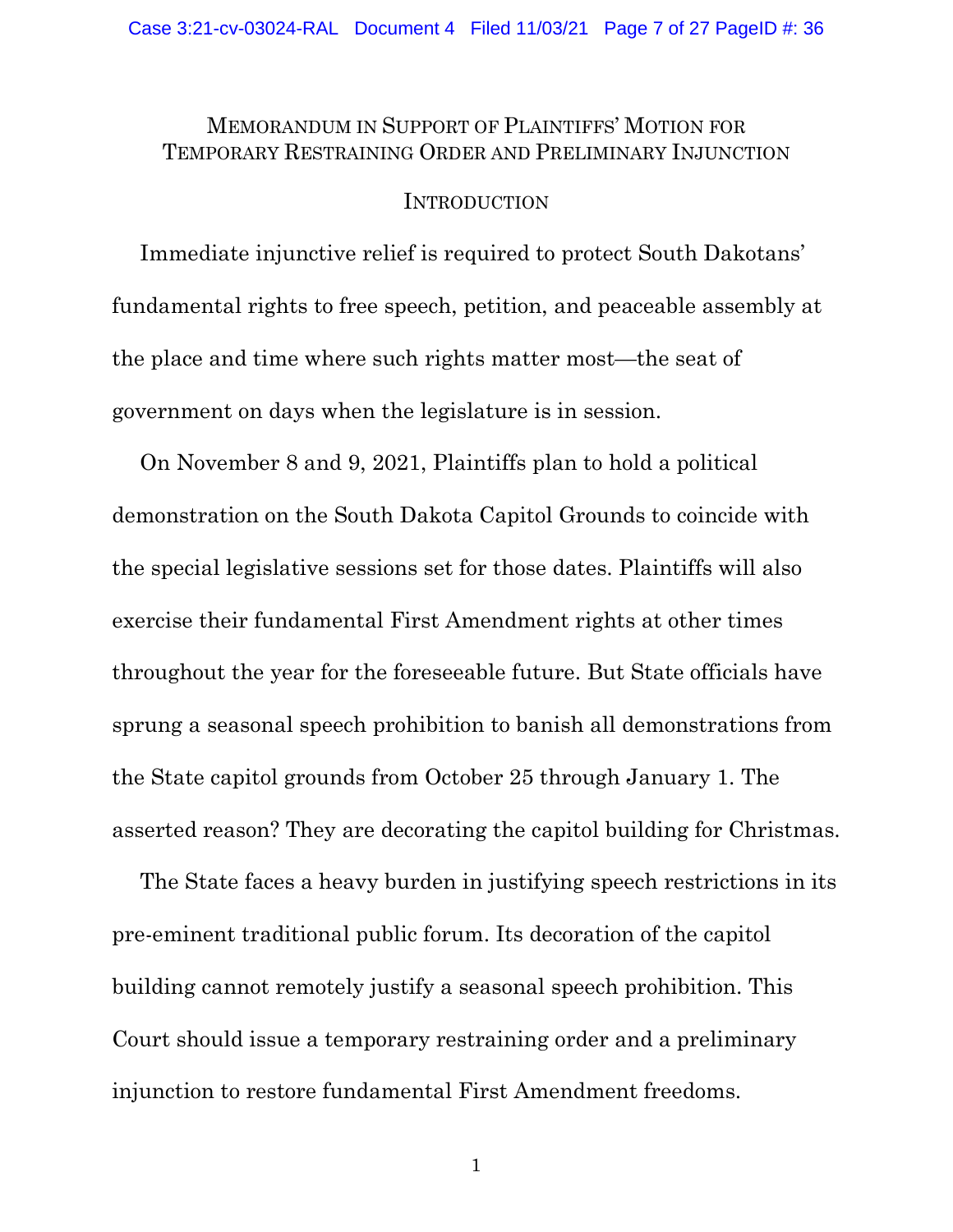# Memorandum in Support of Plaintiffs' Motion for Temporary Restraining Order and Preliminary Injunction

## Introduction

Immediate injunctive relief is required to protect South Dakotans' fundamental rights to free speech, petition, and peaceable assembly at the place and time where such rights matter most—the seat of government on days when the legislature is in session.

On November 8 and 9, 2021, Plaintiffs plan to hold a political demonstration on the South Dakota Capitol Grounds to coincide with the special legislative sessions set for those dates. Plaintiffs will also exercise their fundamental First Amendment rights at other times throughout the year for the foreseeable future. But State officials have sprung a seasonal speech prohibition to banish all demonstrations from the State capitol grounds from October 25 through January 1. The asserted reason? They are decorating the capitol building for Christmas.

The State faces a heavy burden in justifying speech restrictions in its pre-eminent traditional public forum. Its decoration of the capitol building cannot remotely justify a seasonal speech prohibition. This Court should issue a temporary restraining order and a preliminary injunction to restore fundamental First Amendment freedoms.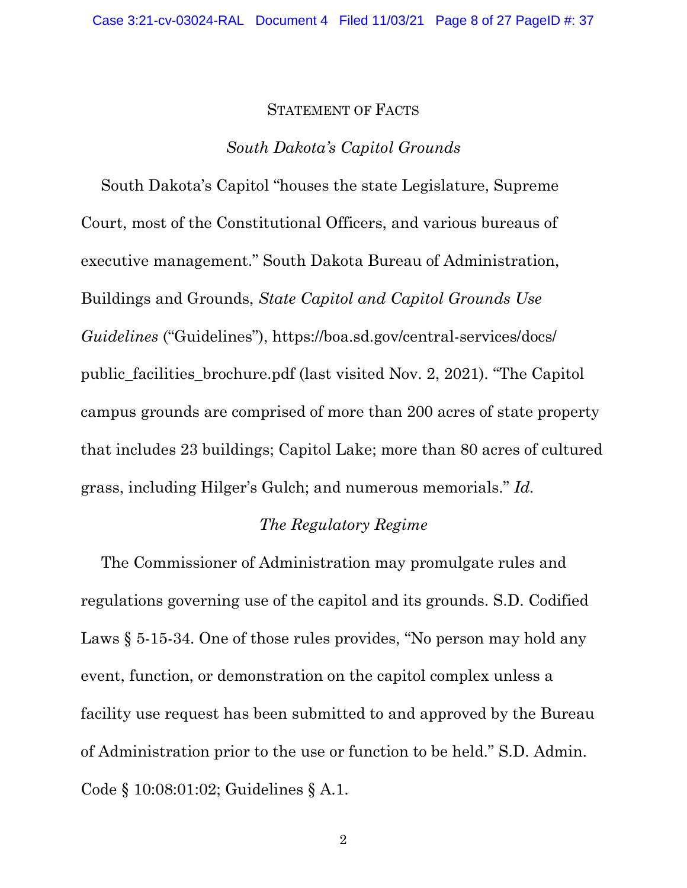## STATEMENT OF FACTS

### *South Dakota's Capitol Grounds*

South Dakota's Capitol "houses the state Legislature, Supreme Court, most of the Constitutional Officers, and various bureaus of executive management." South Dakota Bureau of Administration, Buildings and Grounds, *State Capitol and Capitol Grounds Use Guidelines* ("Guidelines"), https://boa.sd.gov/central-services/docs/public_facilities_brochure.pdf (last visited Nov. 2, 2021). "The Capitol campus grounds are comprised of more than 200 acres of state property that includes 23 buildings; Capitol Lake; more than 80 acres of cultured grass, including Hilger's Gulch; and numerous memorials." *Id.*

### *The Regulatory Regime*

The Commissioner of Administration may promulgate rules and regulations governing use of the capitol and its grounds. S.D. Codified Laws § 5-15-34. One of those rules provides, "No person may hold any event, function, or demonstration on the capitol complex unless a facility use request has been submitted to and approved by the Bureau of Administration prior to the use or function to be held." S.D. Admin. Code § 10:08:01:02; Guidelines § A.1.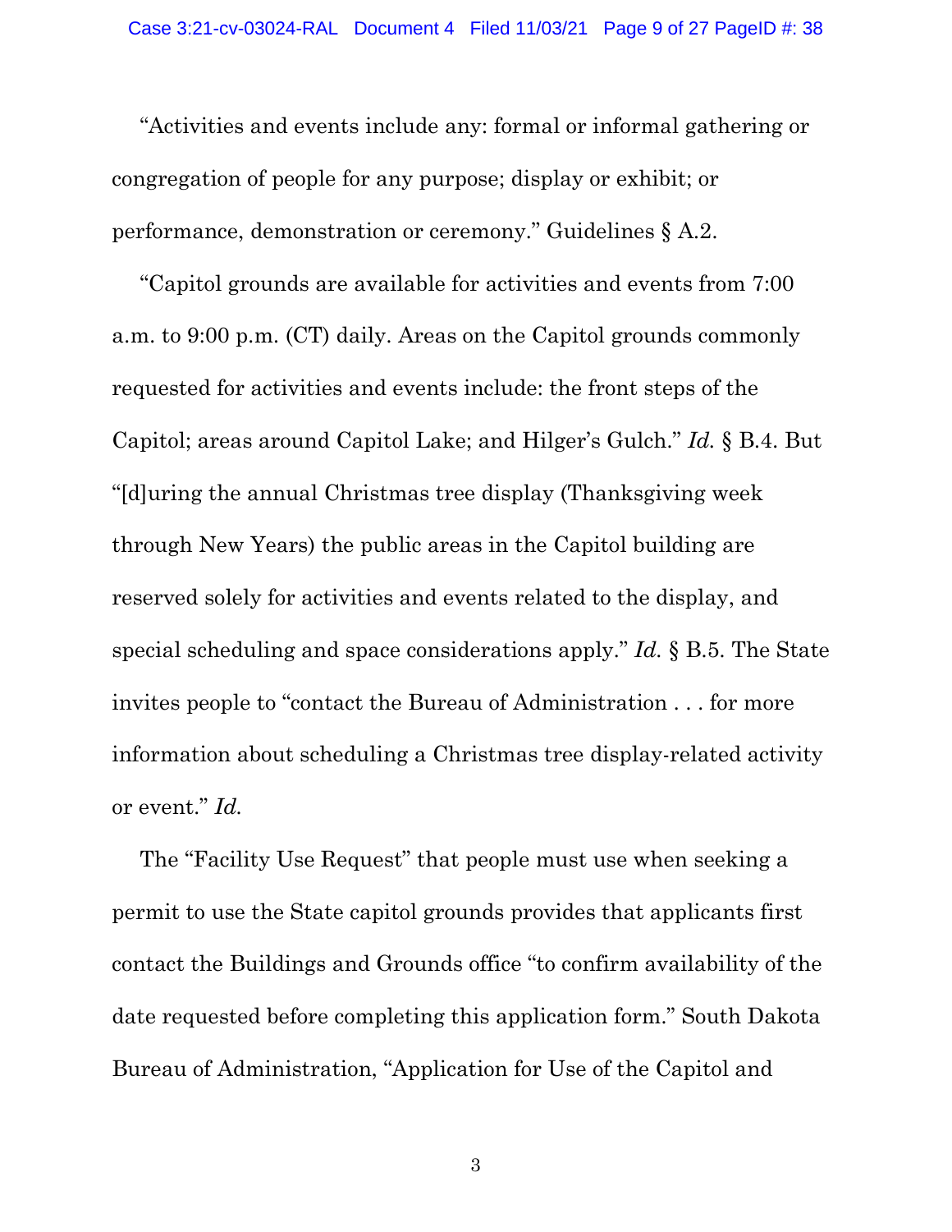"Activities and events include any: formal or informal gathering or congregation of people for any purpose; display or exhibit; or performance, demonstration or ceremony." Guidelines § A.2.

"Capitol grounds are available for activities and events from 7:00 a.m. to 9:00 p.m. (CT) daily. Areas on the Capitol grounds commonly requested for activities and events include: the front steps of the Capitol; areas around Capitol Lake; and Hilger's Gulch." *Id.* § B.4. But "[d]uring the annual Christmas tree display (Thanksgiving week through New Years) the public areas in the Capitol building are reserved solely for activities and events related to the display, and special scheduling and space considerations apply." *Id.* § B.5. The State invites people to "contact the Bureau of Administration . . . for more information about scheduling a Christmas tree display-related activity or event." *Id.*

The "Facility Use Request" that people must use when seeking a permit to use the State capitol grounds provides that applicants first contact the Buildings and Grounds office "to confirm availability of the date requested before completing this application form." South Dakota Bureau of Administration, "Application for Use of the Capitol and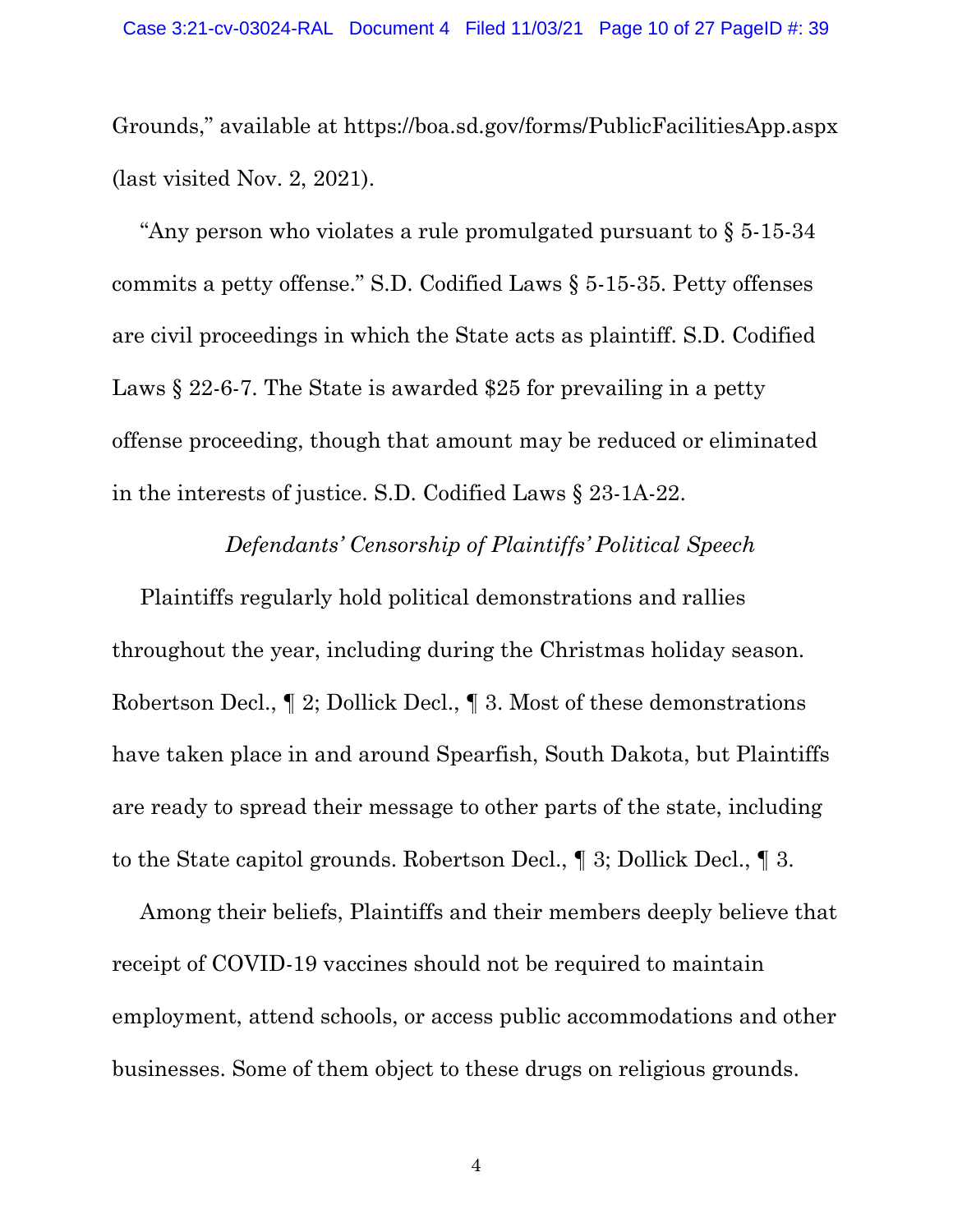Grounds," available at https://boa.sd.gov/forms/PublicFacilitiesApp.aspx (last visited Nov. 2, 2021).

"Any person who violates a rule promulgated pursuant to § 5-15-34 commits a petty offense." S.D. Codified Laws § 5-15-35. Petty offenses are civil proceedings in which the State acts as plaintiff. S.D. Codified Laws § 22-6-7. The State is awarded $25 for prevailing in a petty offense proceeding, though that amount may be reduced or eliminated in the interests of justice. S.D. Codified Laws § 23-1A-22.

*Defendants' Censorship of Plaintiffs' Political Speech*

Plaintiffs regularly hold political demonstrations and rallies throughout the year, including during the Christmas holiday season. Robertson Decl., ¶ 2; Dollick Decl., ¶ 3. Most of these demonstrations have taken place in and around Spearfish, South Dakota, but Plaintiffs are ready to spread their message to other parts of the state, including to the State capitol grounds. Robertson Decl., ¶ 3; Dollick Decl., ¶ 3.

Among their beliefs, Plaintiffs and their members deeply believe that receipt of COVID-19 vaccines should not be required to maintain employment, attend schools, or access public accommodations and other businesses. Some of them object to these drugs on religious grounds.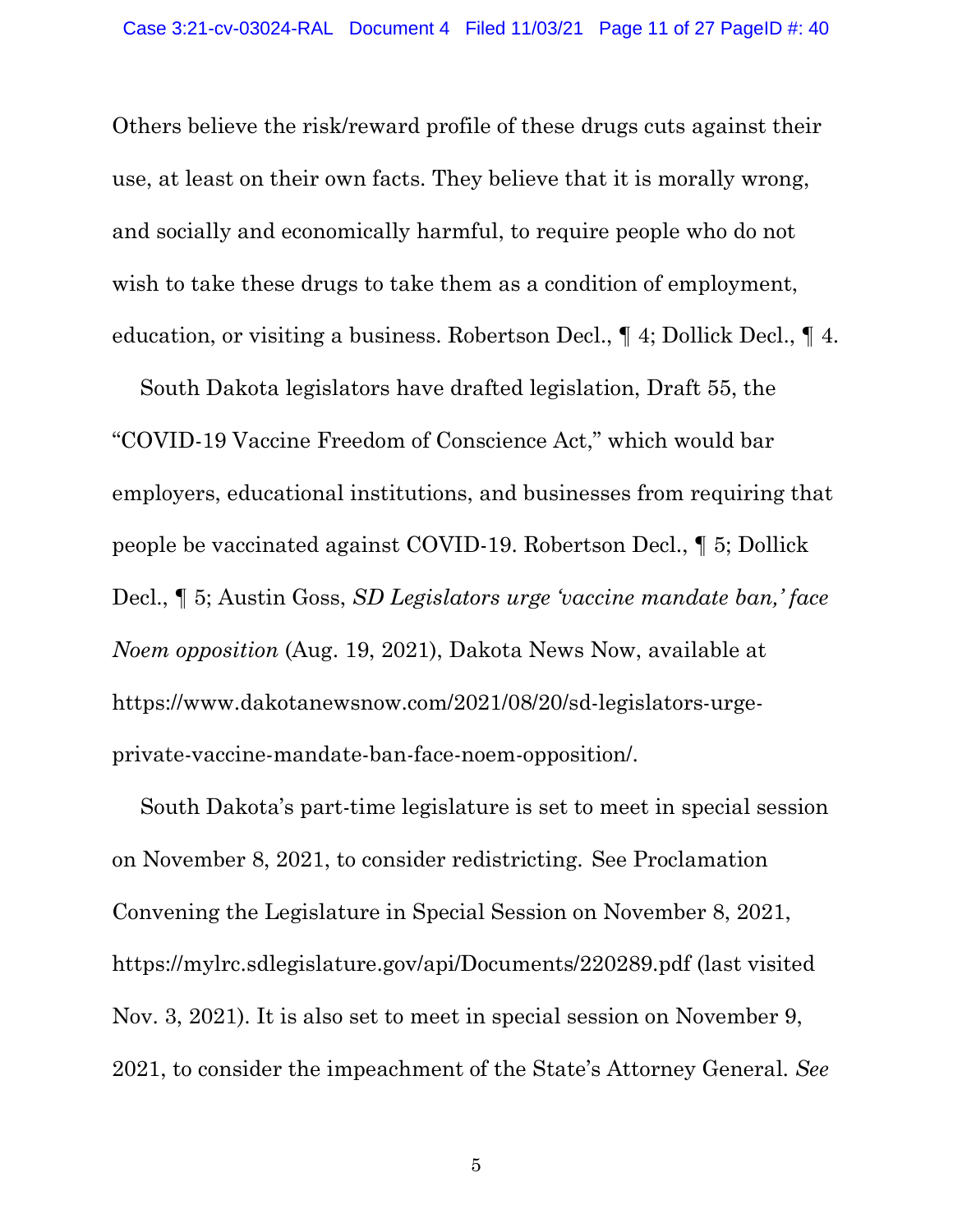Others believe the risk/reward profile of these drugs cuts against their use, at least on their own facts. They believe that it is morally wrong, and socially and economically harmful, to require people who do not wish to take these drugs to take them as a condition of employment, education, or visiting a business. Robertson Decl., ¶ 4; Dollick Decl., ¶ 4.

South Dakota legislators have drafted legislation, Draft 55, the "COVID-19 Vaccine Freedom of Conscience Act," which would bar employers, educational institutions, and businesses from requiring that people be vaccinated against COVID-19. Robertson Decl., ¶ 5; Dollick Decl., ¶ 5; Austin Goss, *SD Legislators urge 'vaccine mandate ban,' face Noem opposition* (Aug. 19, 2021), Dakota News Now, available at https://www.dakotanewsnow.com/2021/08/20/sd-legislators-urge-private-vaccine-mandate-ban-face-noem-opposition/.

South Dakota's part-time legislature is set to meet in special session on November 8, 2021, to consider redistricting. See Proclamation Convening the Legislature in Special Session on November 8, 2021, https://mylrc.sdlegislature.gov/api/Documents/220289.pdf (last visited Nov. 3, 2021). It is also set to meet in special session on November 9, 2021, to consider the impeachment of the State's Attorney General. *See*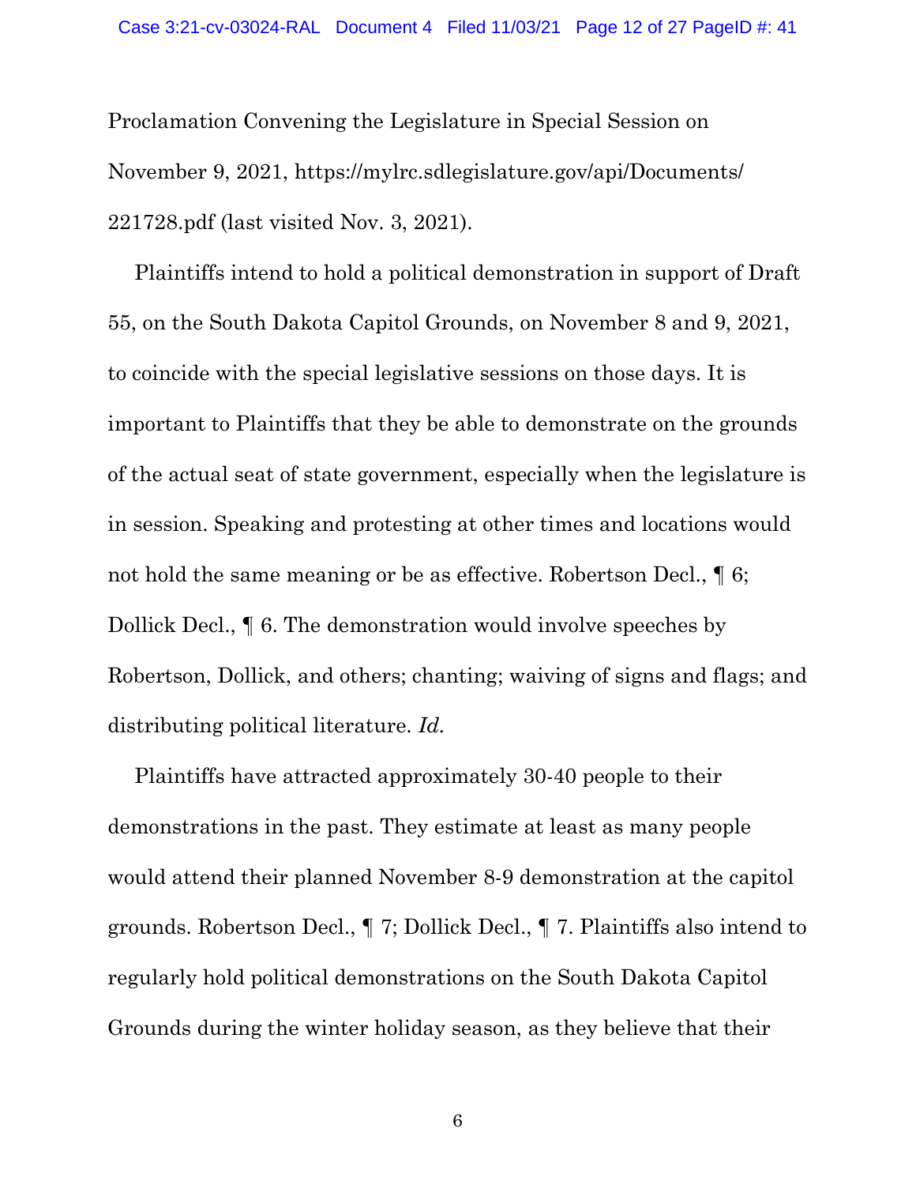Proclamation Convening the Legislature in Special Session on November 9, 2021, https://mylrc.sdlegislature.gov/api/Documents/221728.pdf (last visited Nov. 3, 2021).

Plaintiffs intend to hold a political demonstration in support of Draft 55, on the South Dakota Capitol Grounds, on November 8 and 9, 2021, to coincide with the special legislative sessions on those days. It is important to Plaintiffs that they be able to demonstrate on the grounds of the actual seat of state government, especially when the legislature is in session. Speaking and protesting at other times and locations would not hold the same meaning or be as effective. Robertson Decl., ¶ 6; Dollick Decl., ¶ 6. The demonstration would involve speeches by Robertson, Dollick, and others; chanting; waiving of signs and flags; and distributing political literature. *Id.*

Plaintiffs have attracted approximately 30-40 people to their demonstrations in the past. They estimate at least as many people would attend their planned November 8-9 demonstration at the capitol grounds. Robertson Decl., ¶ 7; Dollick Decl., ¶ 7. Plaintiffs also intend to regularly hold political demonstrations on the South Dakota Capitol Grounds during the winter holiday season, as they believe that their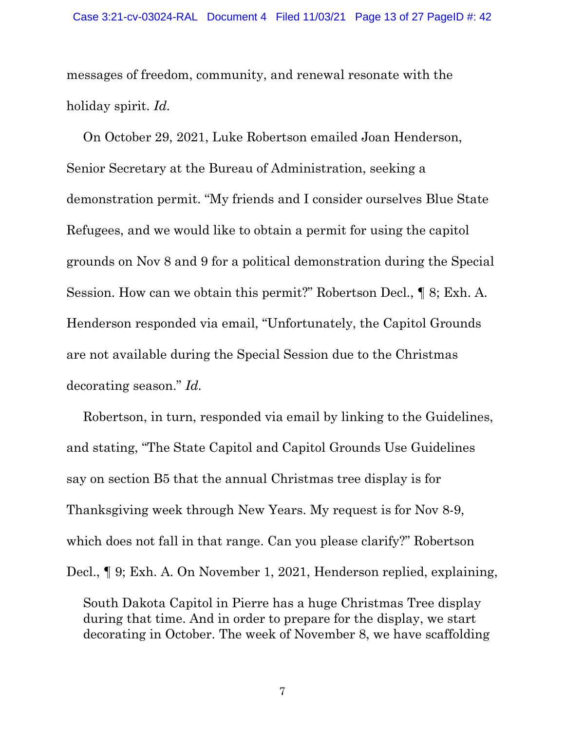messages of freedom, community, and renewal resonate with the holiday spirit. *Id.*

On October 29, 2021, Luke Robertson emailed Joan Henderson, Senior Secretary at the Bureau of Administration, seeking a demonstration permit. "My friends and I consider ourselves Blue State Refugees, and we would like to obtain a permit for using the capitol grounds on Nov 8 and 9 for a political demonstration during the Special Session. How can we obtain this permit?" Robertson Decl., ¶ 8; Exh. A. Henderson responded via email, "Unfortunately, the Capitol Grounds are not available during the Special Session due to the Christmas decorating season." *Id.*

Robertson, in turn, responded via email by linking to the Guidelines, and stating, "The State Capitol and Capitol Grounds Use Guidelines say on section B5 that the annual Christmas tree display is for Thanksgiving week through New Years. My request is for Nov 8-9, which does not fall in that range. Can you please clarify?" Robertson Decl., ¶ 9; Exh. A. On November 1, 2021, Henderson replied, explaining,

> South Dakota Capitol in Pierre has a huge Christmas Tree display during that time. And in order to prepare for the display, we start decorating in October. The week of November 8, we have scaffolding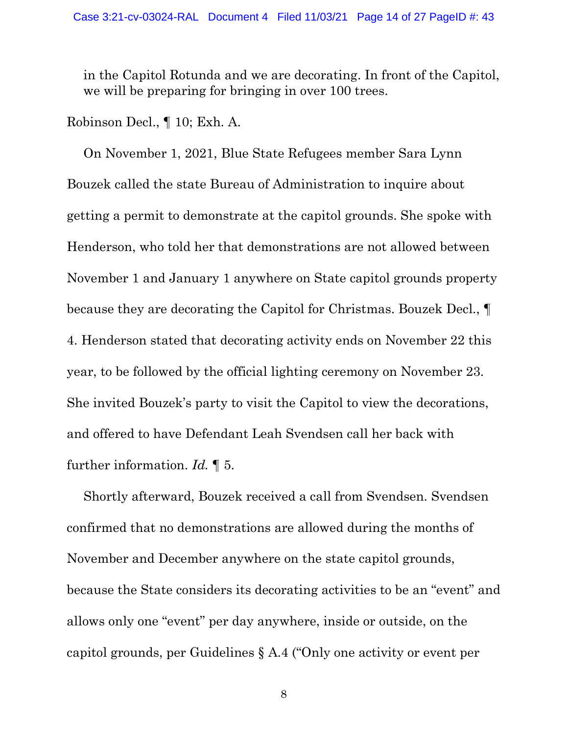> in the Capitol Rotunda and we are decorating. In front of the Capitol, we will be preparing for bringing in over 100 trees.

Robinson Decl., ¶ 10; Exh. A.

On November 1, 2021, Blue State Refugees member Sara Lynn Bouzek called the state Bureau of Administration to inquire about getting a permit to demonstrate at the capitol grounds. She spoke with Henderson, who told her that demonstrations are not allowed between November 1 and January 1 anywhere on State capitol grounds property because they are decorating the Capitol for Christmas. Bouzek Decl., ¶ 4. Henderson stated that decorating activity ends on November 22 this year, to be followed by the official lighting ceremony on November 23. She invited Bouzek's party to visit the Capitol to view the decorations, and offered to have Defendant Leah Svendsen call her back with further information. *Id.* ¶ 5.

Shortly afterward, Bouzek received a call from Svendsen. Svendsen confirmed that no demonstrations are allowed during the months of November and December anywhere on the state capitol grounds, because the State considers its decorating activities to be an "event" and allows only one "event" per day anywhere, inside or outside, on the capitol grounds, per Guidelines § A.4 ("Only one activity or event per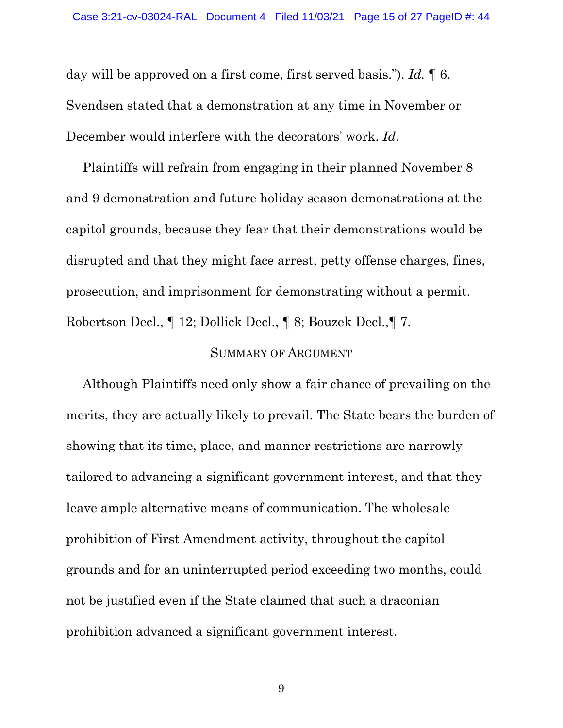day will be approved on a first come, first served basis."). *Id.* ¶ 6. Svendsen stated that a demonstration at any time in November or December would interfere with the decorators' work. *Id.*

Plaintiffs will refrain from engaging in their planned November 8 and 9 demonstration and future holiday season demonstrations at the capitol grounds, because they fear that their demonstrations would be disrupted and that they might face arrest, petty offense charges, fines, prosecution, and imprisonment for demonstrating without a permit. Robertson Decl., ¶ 12; Dollick Decl., ¶ 8; Bouzek Decl.,¶ 7.

## Summary of Argument

Although Plaintiffs need only show a fair chance of prevailing on the merits, they are actually likely to prevail. The State bears the burden of showing that its time, place, and manner restrictions are narrowly tailored to advancing a significant government interest, and that they leave ample alternative means of communication. The wholesale prohibition of First Amendment activity, throughout the capitol grounds and for an uninterrupted period exceeding two months, could not be justified even if the State claimed that such a draconian prohibition advanced a significant government interest.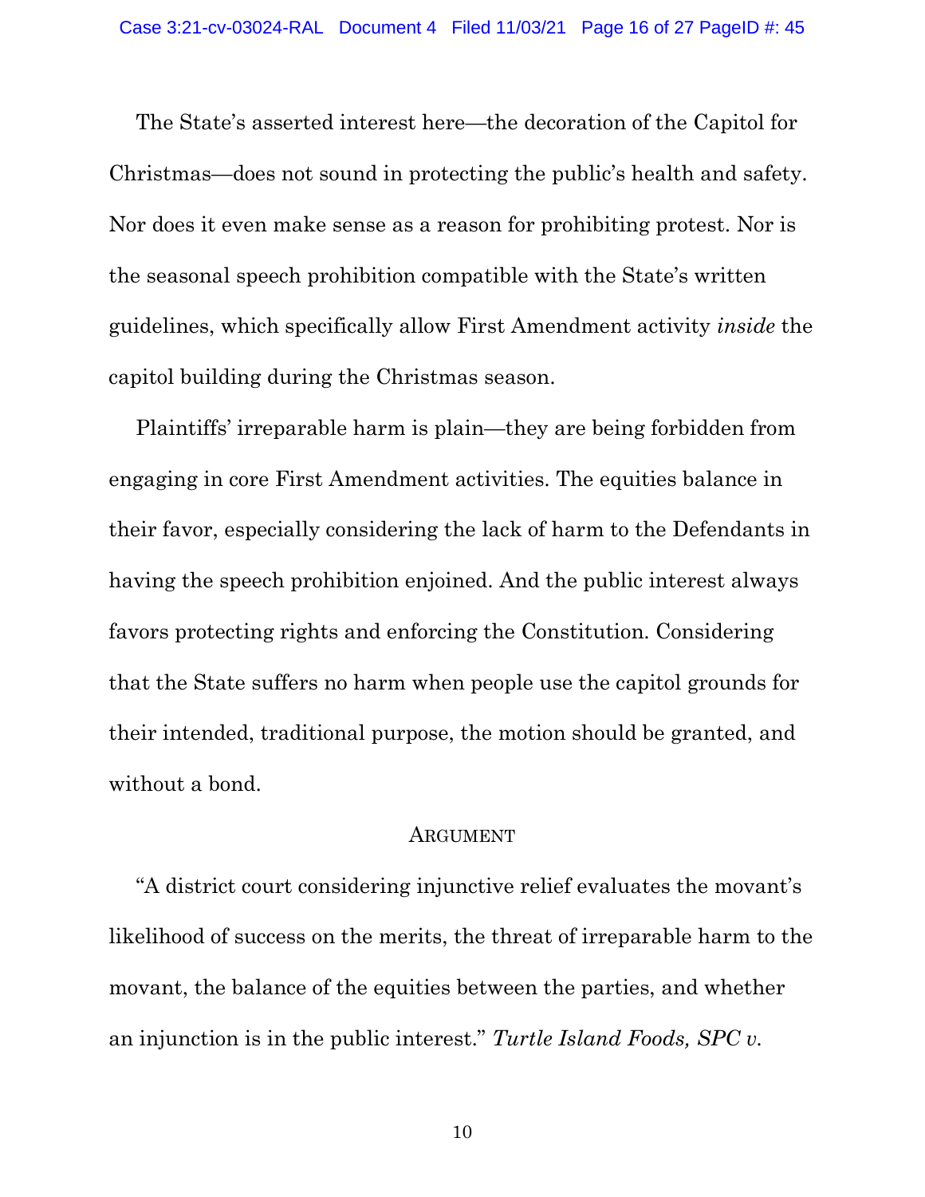The State's asserted interest here—the decoration of the Capitol for Christmas—does not sound in protecting the public's health and safety. Nor does it even make sense as a reason for prohibiting protest. Nor is the seasonal speech prohibition compatible with the State's written guidelines, which specifically allow First Amendment activity *inside* the capitol building during the Christmas season.

Plaintiffs' irreparable harm is plain—they are being forbidden from engaging in core First Amendment activities. The equities balance in their favor, especially considering the lack of harm to the Defendants in having the speech prohibition enjoined. And the public interest always favors protecting rights and enforcing the Constitution. Considering that the State suffers no harm when people use the capitol grounds for their intended, traditional purpose, the motion should be granted, and without a bond.

## Argument

"A district court considering injunctive relief evaluates the movant's likelihood of success on the merits, the threat of irreparable harm to the movant, the balance of the equities between the parties, and whether an injunction is in the public interest." *Turtle Island Foods, SPC v.*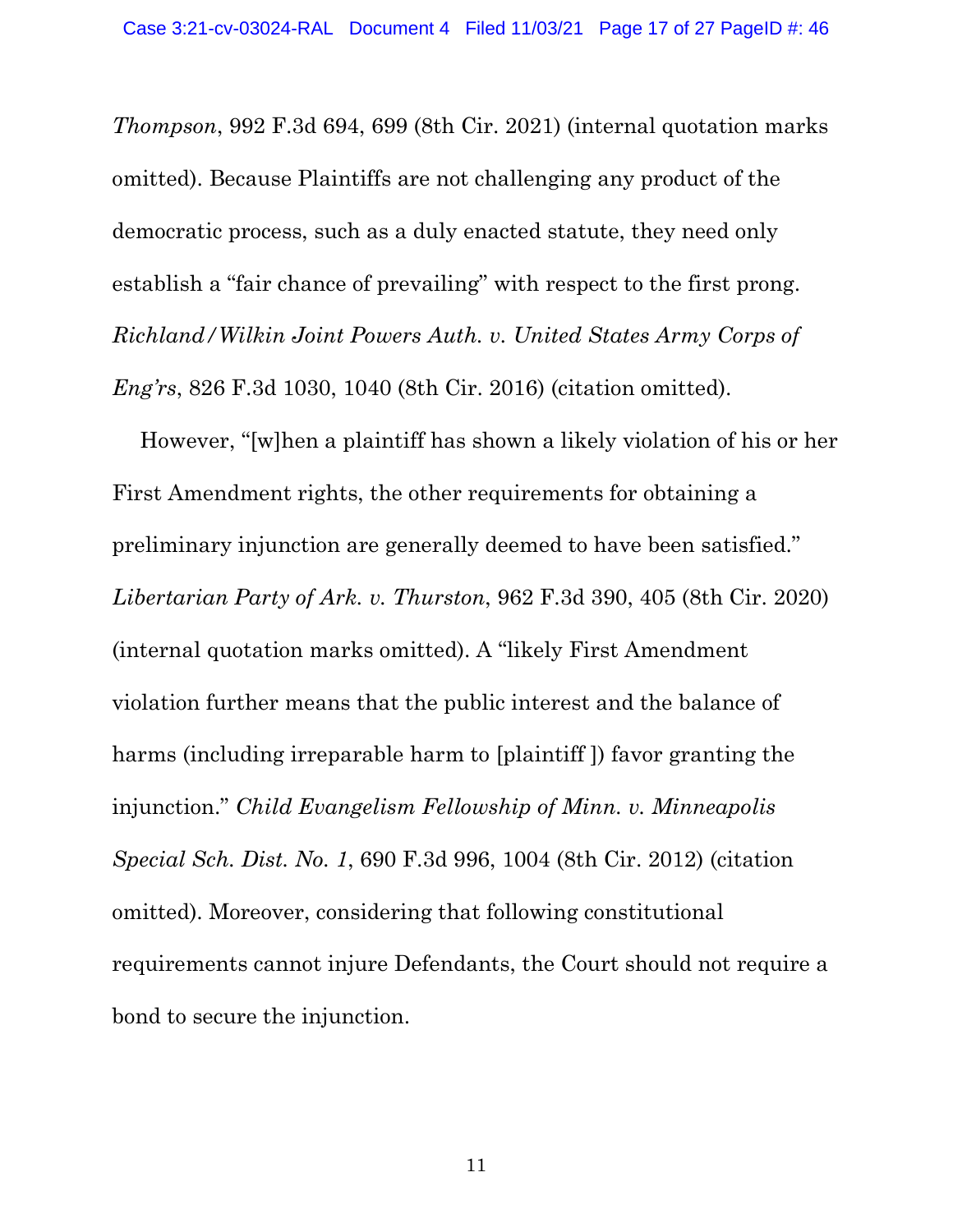*Thompson*, 992 F.3d 694, 699 (8th Cir. 2021) (internal quotation marks omitted). Because Plaintiffs are not challenging any product of the democratic process, such as a duly enacted statute, they need only establish a "fair chance of prevailing" with respect to the first prong. *Richland/Wilkin Joint Powers Auth. v. United States Army Corps of Eng'rs*, 826 F.3d 1030, 1040 (8th Cir. 2016) (citation omitted).

However, "[w]hen a plaintiff has shown a likely violation of his or her First Amendment rights, the other requirements for obtaining a preliminary injunction are generally deemed to have been satisfied." *Libertarian Party of Ark. v. Thurston*, 962 F.3d 390, 405 (8th Cir. 2020) (internal quotation marks omitted). A "likely First Amendment violation further means that the public interest and the balance of harms (including irreparable harm to [plaintiff ]) favor granting the injunction." *Child Evangelism Fellowship of Minn. v. Minneapolis Special Sch. Dist. No. 1*, 690 F.3d 996, 1004 (8th Cir. 2012) (citation omitted). Moreover, considering that following constitutional requirements cannot injure Defendants, the Court should not require a bond to secure the injunction.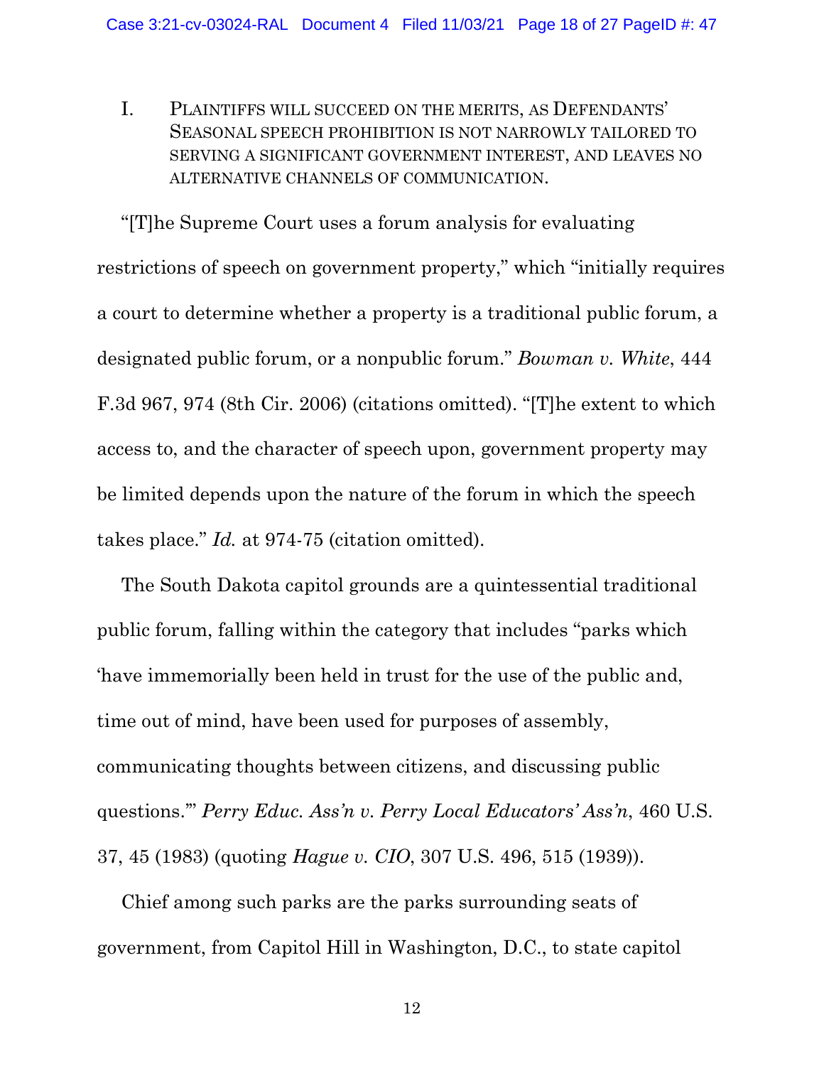I. PLAINTIFFS WILL SUCCEED ON THE MERITS, AS DEFENDANTS' SEASONAL SPEECH PROHIBITION IS NOT NARROWLY TAILORED TO SERVING A SIGNIFICANT GOVERNMENT INTEREST, AND LEAVES NO ALTERNATIVE CHANNELS OF COMMUNICATION.

"[T]he Supreme Court uses a forum analysis for evaluating restrictions of speech on government property," which "initially requires a court to determine whether a property is a traditional public forum, a designated public forum, or a nonpublic forum." *Bowman v. White*, 444 F.3d 967, 974 (8th Cir. 2006) (citations omitted). "[T]he extent to which access to, and the character of speech upon, government property may be limited depends upon the nature of the forum in which the speech takes place." *Id.* at 974-75 (citation omitted).

The South Dakota capitol grounds are a quintessential traditional public forum, falling within the category that includes "parks which 'have immemorially been held in trust for the use of the public and, time out of mind, have been used for purposes of assembly, communicating thoughts between citizens, and discussing public questions.'" *Perry Educ. Ass'n v. Perry Local Educators' Ass'n*, 460 U.S. 37, 45 (1983) (quoting *Hague v. CIO*, 307 U.S. 496, 515 (1939)).

Chief among such parks are the parks surrounding seats of government, from Capitol Hill in Washington, D.C., to state capitol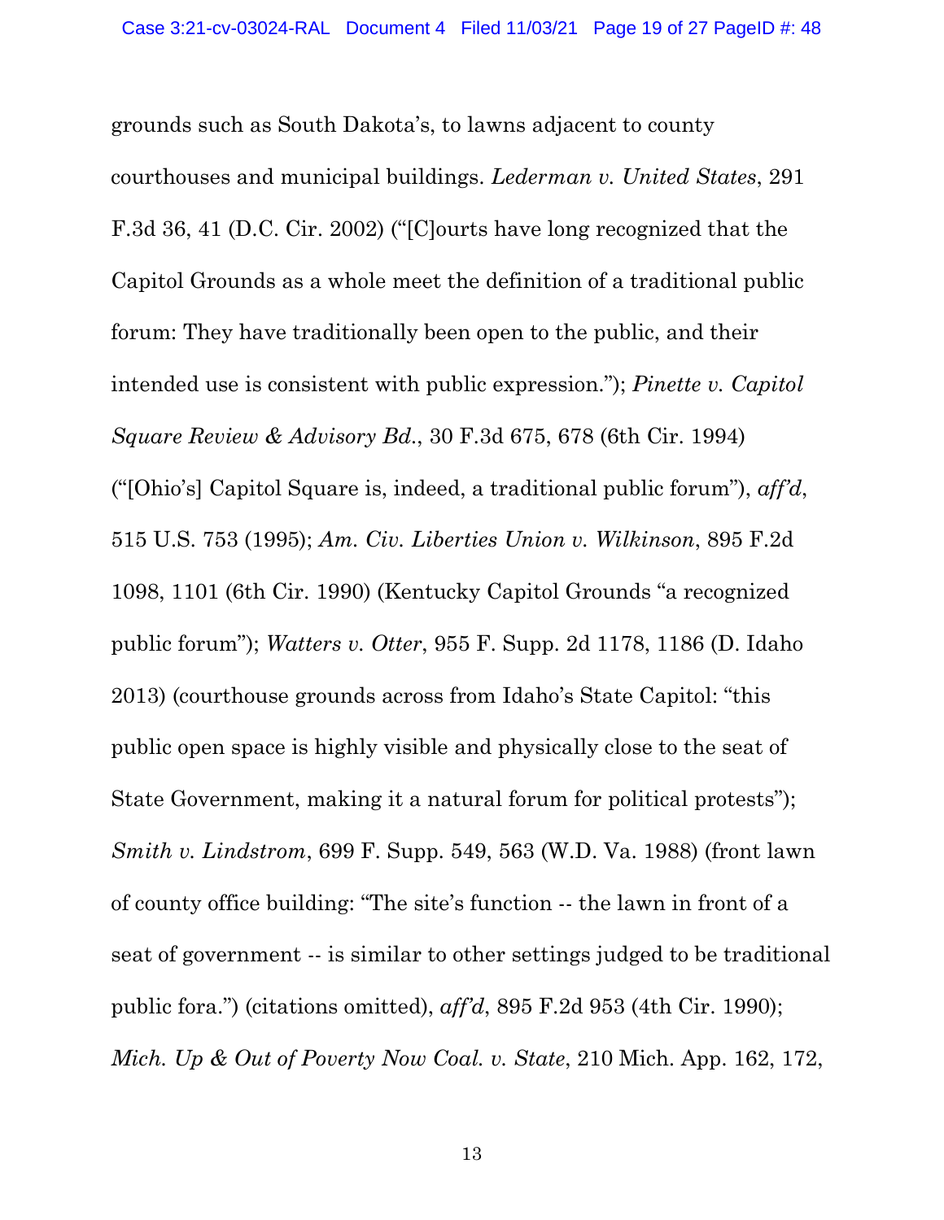grounds such as South Dakota's, to lawns adjacent to county courthouses and municipal buildings. *Lederman v. United States*, 291 F.3d 36, 41 (D.C. Cir. 2002) ("[C]ourts have long recognized that the Capitol Grounds as a whole meet the definition of a traditional public forum: They have traditionally been open to the public, and their intended use is consistent with public expression."); *Pinette v. Capitol Square Review & Advisory Bd.*, 30 F.3d 675, 678 (6th Cir. 1994) ("[Ohio's] Capitol Square is, indeed, a traditional public forum"), *aff'd*, 515 U.S. 753 (1995); *Am. Civ. Liberties Union v. Wilkinson*, 895 F.2d 1098, 1101 (6th Cir. 1990) (Kentucky Capitol Grounds "a recognized public forum"); *Watters v. Otter*, 955 F. Supp. 2d 1178, 1186 (D. Idaho 2013) (courthouse grounds across from Idaho's State Capitol: "this public open space is highly visible and physically close to the seat of State Government, making it a natural forum for political protests"); *Smith v. Lindstrom*, 699 F. Supp. 549, 563 (W.D. Va. 1988) (front lawn of county office building: "The site's function -- the lawn in front of a seat of government -- is similar to other settings judged to be traditional public fora.") (citations omitted), *aff'd*, 895 F.2d 953 (4th Cir. 1990); *Mich. Up & Out of Poverty Now Coal. v. State*, 210 Mich. App. 162, 172,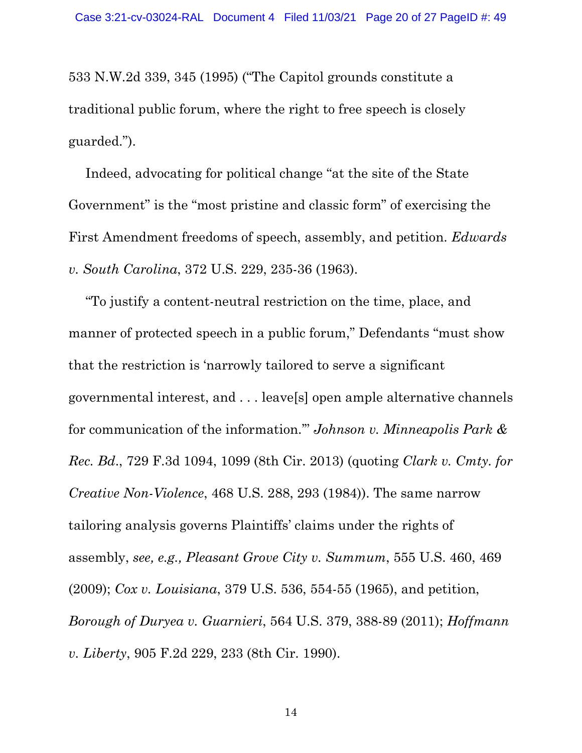533 N.W.2d 339, 345 (1995) ("The Capitol grounds constitute a traditional public forum, where the right to free speech is closely guarded.").

Indeed, advocating for political change "at the site of the State Government" is the "most pristine and classic form" of exercising the First Amendment freedoms of speech, assembly, and petition. *Edwards v. South Carolina*, 372 U.S. 229, 235-36 (1963).

"To justify a content-neutral restriction on the time, place, and manner of protected speech in a public forum," Defendants "must show that the restriction is 'narrowly tailored to serve a significant governmental interest, and . . . leave[s] open ample alternative channels for communication of the information.'" *Johnson v. Minneapolis Park & Rec. Bd.*, 729 F.3d 1094, 1099 (8th Cir. 2013) (quoting *Clark v. Cmty. for Creative Non-Violence*, 468 U.S. 288, 293 (1984)). The same narrow tailoring analysis governs Plaintiffs' claims under the rights of assembly, *see, e.g., Pleasant Grove City v. Summum*, 555 U.S. 460, 469 (2009); *Cox v. Louisiana*, 379 U.S. 536, 554-55 (1965), and petition, *Borough of Duryea v. Guarnieri*, 564 U.S. 379, 388-89 (2011); *Hoffmann v. Liberty*, 905 F.2d 229, 233 (8th Cir. 1990).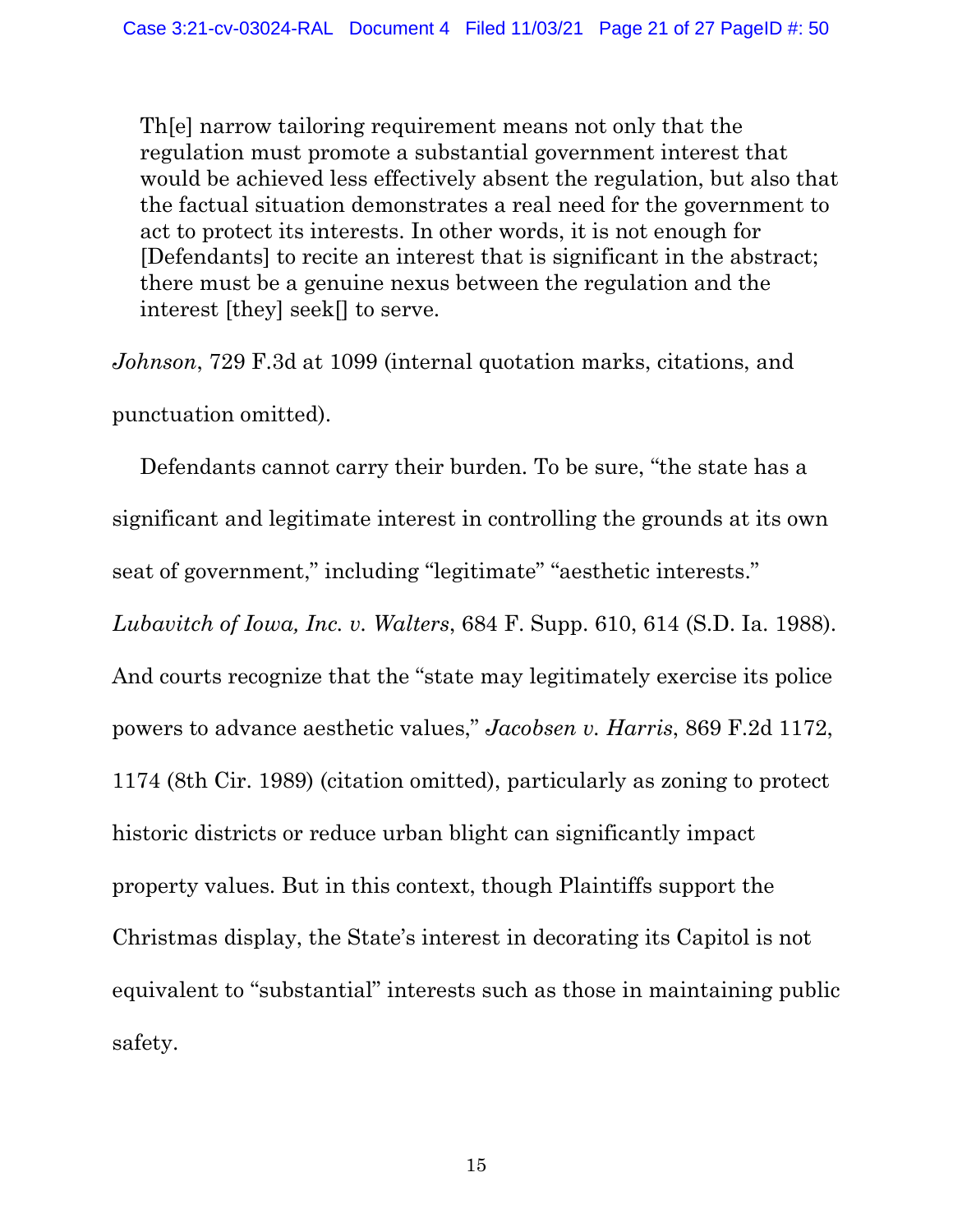> Th[e] narrow tailoring requirement means not only that the regulation must promote a substantial government interest that would be achieved less effectively absent the regulation, but also that the factual situation demonstrates a real need for the government to act to protect its interests. In other words, it is not enough for [Defendants] to recite an interest that is significant in the abstract; there must be a genuine nexus between the regulation and the interest [they] seek[] to serve.

*Johnson*, 729 F.3d at 1099 (internal quotation marks, citations, and punctuation omitted).

Defendants cannot carry their burden. To be sure, "the state has a significant and legitimate interest in controlling the grounds at its own seat of government," including "legitimate" "aesthetic interests." *Lubavitch of Iowa, Inc. v. Walters*, 684 F. Supp. 610, 614 (S.D. Ia. 1988). And courts recognize that the "state may legitimately exercise its police powers to advance aesthetic values," *Jacobsen v. Harris*, 869 F.2d 1172, 1174 (8th Cir. 1989) (citation omitted), particularly as zoning to protect historic districts or reduce urban blight can significantly impact property values. But in this context, though Plaintiffs support the Christmas display, the State's interest in decorating its Capitol is not equivalent to "substantial" interests such as those in maintaining public safety.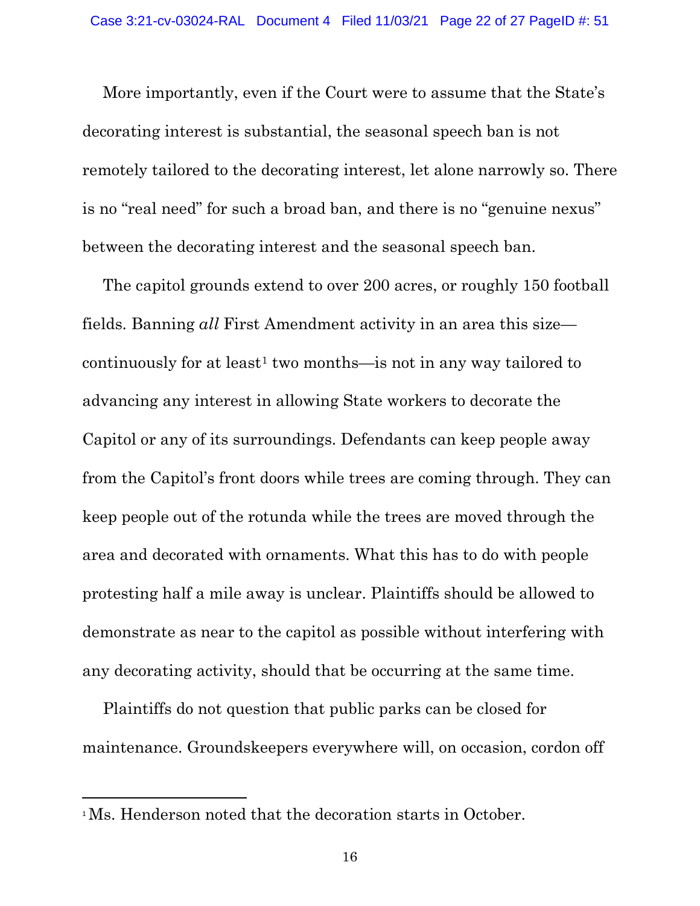More importantly, even if the Court were to assume that the State's decorating interest is substantial, the seasonal speech ban is not remotely tailored to the decorating interest, let alone narrowly so. There is no "real need" for such a broad ban, and there is no "genuine nexus" between the decorating interest and the seasonal speech ban.

The capitol grounds extend to over 200 acres, or roughly 150 football fields. Banning *all* First Amendment activity in an area this size—continuously for at least[1] two months—is not in any way tailored to advancing any interest in allowing State workers to decorate the Capitol or any of its surroundings. Defendants can keep people away from the Capitol's front doors while trees are coming through. They can keep people out of the rotunda while the trees are moved through the area and decorated with ornaments. What this has to do with people protesting half a mile away is unclear. Plaintiffs should be allowed to demonstrate as near to the capitol as possible without interfering with any decorating activity, should that be occurring at the same time.

Plaintiffs do not question that public parks can be closed for maintenance. Groundskeepers everywhere will, on occasion, cordon off

---

[1] Ms. Henderson noted that the decoration starts in October.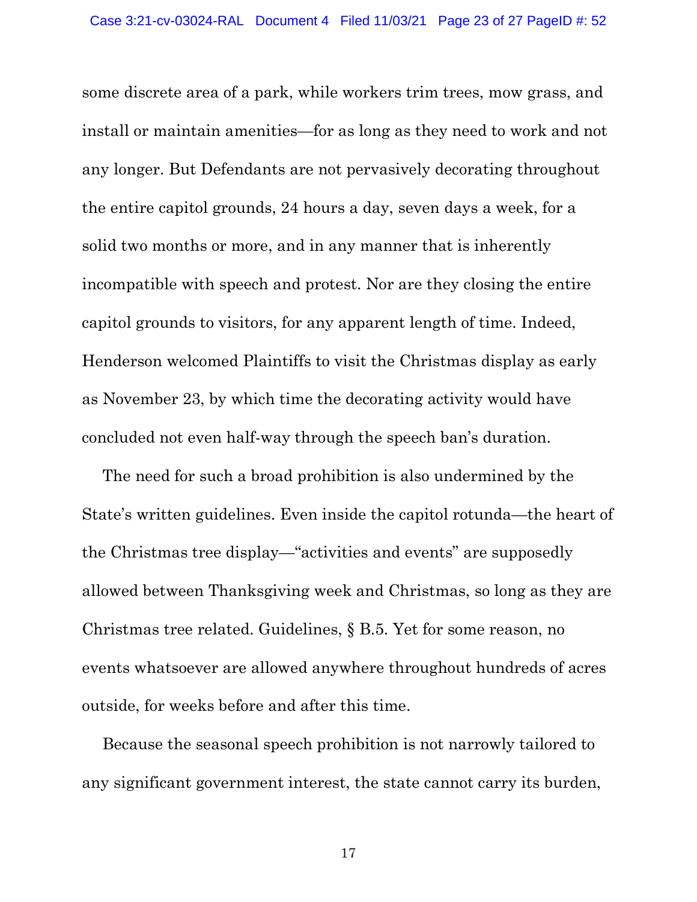some discrete area of a park, while workers trim trees, mow grass, and install or maintain amenities—for as long as they need to work and not any longer. But Defendants are not pervasively decorating throughout the entire capitol grounds, 24 hours a day, seven days a week, for a solid two months or more, and in any manner that is inherently incompatible with speech and protest. Nor are they closing the entire capitol grounds to visitors, for any apparent length of time. Indeed, Henderson welcomed Plaintiffs to visit the Christmas display as early as November 23, by which time the decorating activity would have concluded not even half-way through the speech ban's duration.

The need for such a broad prohibition is also undermined by the State's written guidelines. Even inside the capitol rotunda—the heart of the Christmas tree display—"activities and events" are supposedly allowed between Thanksgiving week and Christmas, so long as they are Christmas tree related. Guidelines, § B.5. Yet for some reason, no events whatsoever are allowed anywhere throughout hundreds of acres outside, for weeks before and after this time.

Because the seasonal speech prohibition is not narrowly tailored to any significant government interest, the state cannot carry its burden,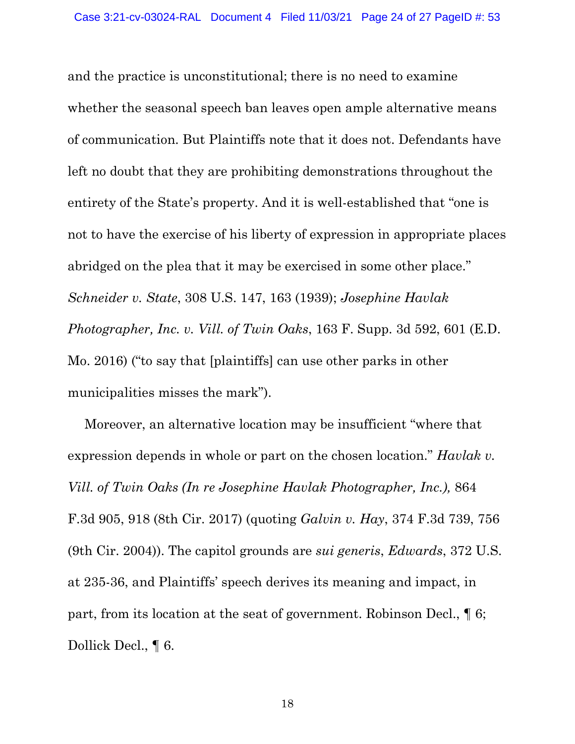and the practice is unconstitutional; there is no need to examine whether the seasonal speech ban leaves open ample alternative means of communication. But Plaintiffs note that it does not. Defendants have left no doubt that they are prohibiting demonstrations throughout the entirety of the State's property. And it is well-established that "one is not to have the exercise of his liberty of expression in appropriate places abridged on the plea that it may be exercised in some other place." *Schneider v. State*, 308 U.S. 147, 163 (1939); *Josephine Havlak Photographer, Inc. v. Vill. of Twin Oaks*, 163 F. Supp. 3d 592, 601 (E.D. Mo. 2016) ("to say that [plaintiffs] can use other parks in other municipalities misses the mark").

Moreover, an alternative location may be insufficient "where that expression depends in whole or part on the chosen location." *Havlak v. Vill. of Twin Oaks (In re Josephine Havlak Photographer, Inc.),* 864 F.3d 905, 918 (8th Cir. 2017) (quoting *Galvin v. Hay*, 374 F.3d 739, 756 (9th Cir. 2004)). The capitol grounds are *sui generis*, *Edwards*, 372 U.S. at 235-36, and Plaintiffs' speech derives its meaning and impact, in part, from its location at the seat of government. Robinson Decl., ¶ 6; Dollick Decl., ¶ 6.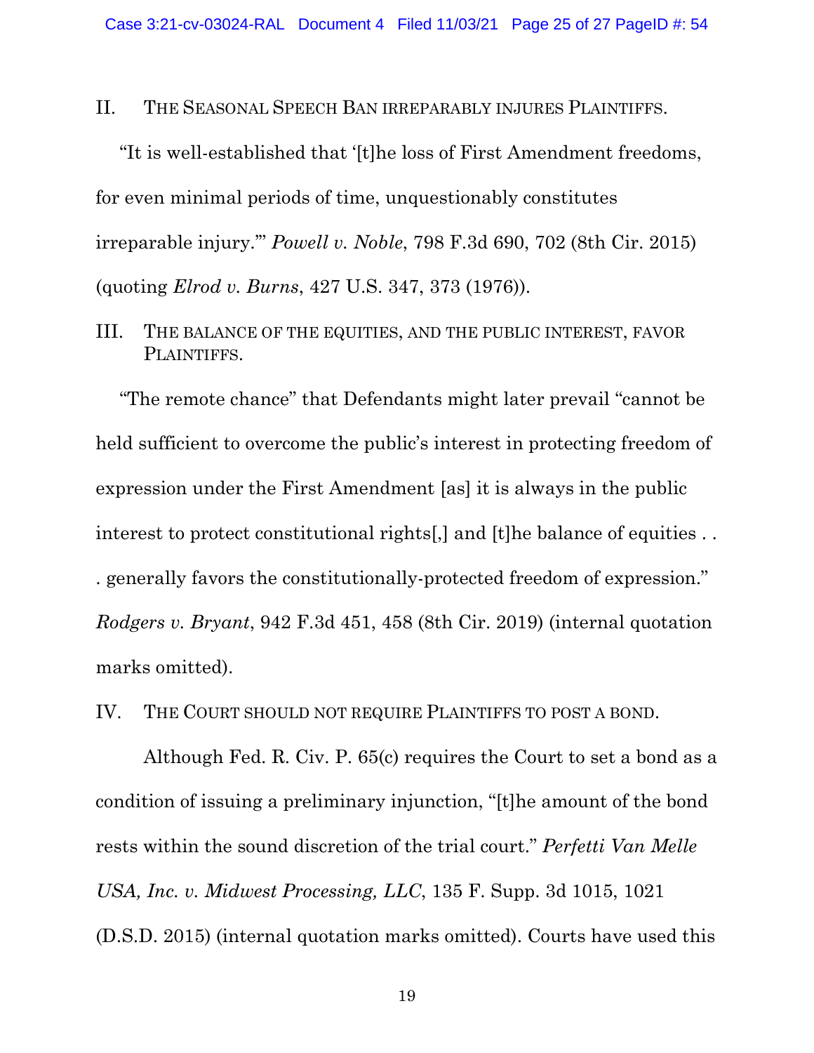## II. THE SEASONAL SPEECH BAN IRREPARABLY INJURES PLAINTIFFS.

"It is well-established that '[t]he loss of First Amendment freedoms, for even minimal periods of time, unquestionably constitutes irreparable injury.'" *Powell v. Noble*, 798 F.3d 690, 702 (8th Cir. 2015) (quoting *Elrod v. Burns*, 427 U.S. 347, 373 (1976)).

## III. THE BALANCE OF THE EQUITIES, AND THE PUBLIC INTEREST, FAVOR PLAINTIFFS.

"The remote chance" that Defendants might later prevail "cannot be held sufficient to overcome the public's interest in protecting freedom of expression under the First Amendment [as] it is always in the public interest to protect constitutional rights[,] and [t]he balance of equities . . . generally favors the constitutionally-protected freedom of expression." *Rodgers v. Bryant*, 942 F.3d 451, 458 (8th Cir. 2019) (internal quotation marks omitted).

## IV. THE COURT SHOULD NOT REQUIRE PLAINTIFFS TO POST A BOND.

Although Fed. R. Civ. P. 65(c) requires the Court to set a bond as a condition of issuing a preliminary injunction, "[t]he amount of the bond rests within the sound discretion of the trial court." *Perfetti Van Melle USA, Inc. v. Midwest Processing, LLC*, 135 F. Supp. 3d 1015, 1021 (D.S.D. 2015) (internal quotation marks omitted). Courts have used this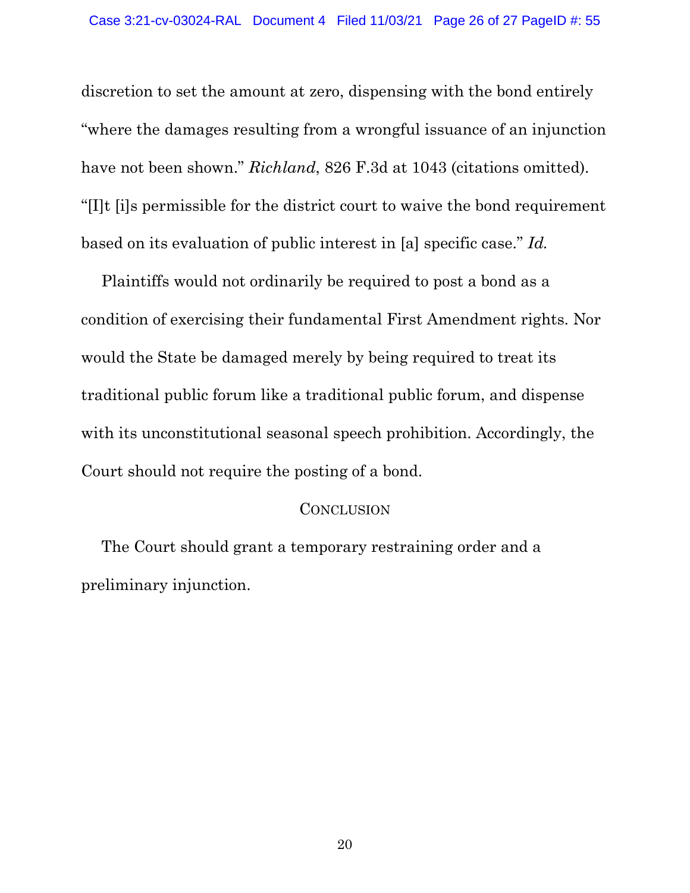discretion to set the amount at zero, dispensing with the bond entirely "where the damages resulting from a wrongful issuance of an injunction have not been shown." *Richland*, 826 F.3d at 1043 (citations omitted). "[I]t [i]s permissible for the district court to waive the bond requirement based on its evaluation of public interest in [a] specific case." *Id.*

Plaintiffs would not ordinarily be required to post a bond as a condition of exercising their fundamental First Amendment rights. Nor would the State be damaged merely by being required to treat its traditional public forum like a traditional public forum, and dispense with its unconstitutional seasonal speech prohibition. Accordingly, the Court should not require the posting of a bond.

## Conclusion

The Court should grant a temporary restraining order and a preliminary injunction.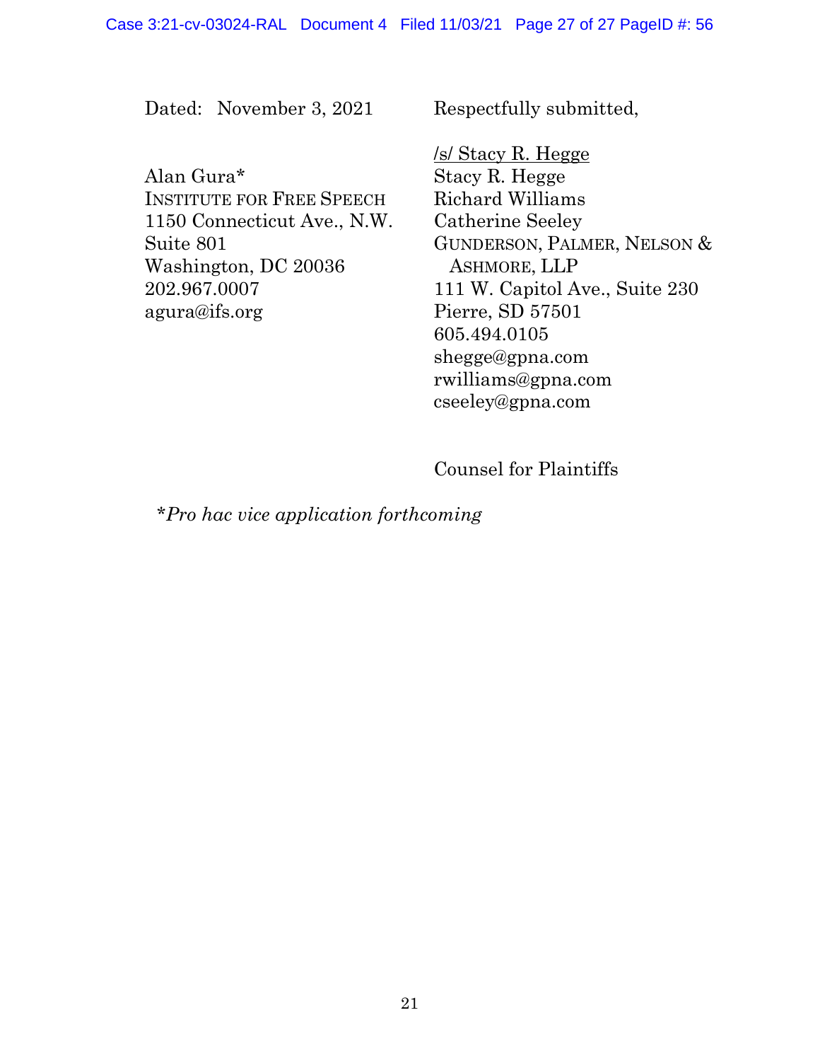Dated: November 3, 2021

Respectfully submitted,

/s/ Stacy R. Hegge
Stacy R. Hegge
Richard Williams
Catherine Seeley
GUNDERSON, PALMER, NELSON & ASHMORE, LLP
111 W. Capitol Ave., Suite 230
Pierre, SD 57501
605.494.0105
shegge@gpna.com
rwilliams@gpna.com
cseeley@gpna.com

Alan Gura*
INSTITUTE FOR FREE SPEECH
1150 Connecticut Ave., N.W.
Suite 801
Washington, DC 20036
202.967.0007
agura@ifs.org

Counsel for Plaintiffs

**Pro hac vice application forthcoming*